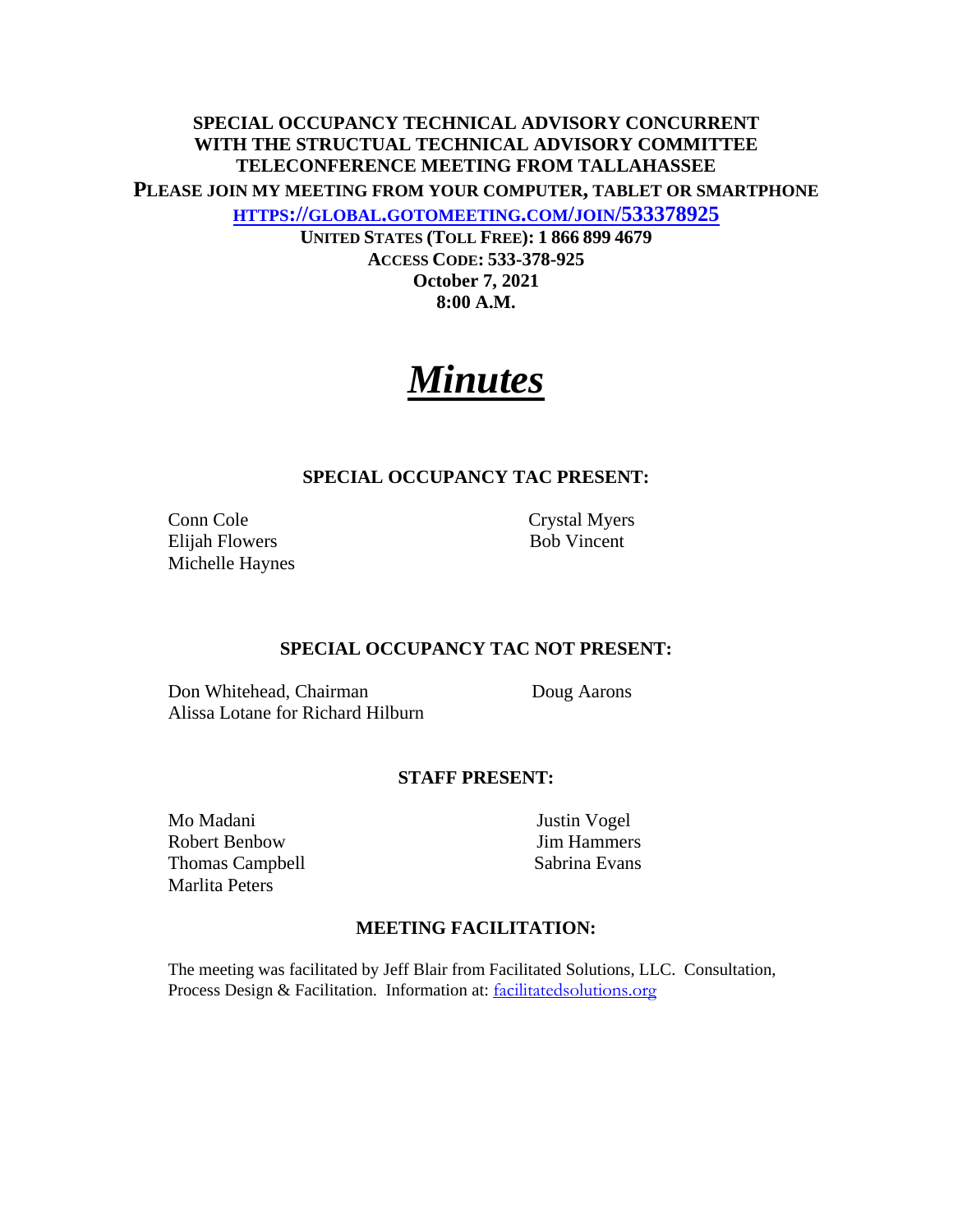**SPECIAL OCCUPANCY TECHNICAL ADVISORY CONCURRENT WITH THE STRUCTURAL TECHNICAL ADVISORY COMMITTEE TELECONFERENCE MEETING FROM TALLAHASSEE**

**PLEASE JOIN MY MEETING FROM YOUR COMPUTER, TABLET OR SMARTPHONE**

**[HTTPS://GLOBAL.GOTOMEETING.COM/JOIN/533378925](https://global.gotomeeting.com/join/533378925)**

**UNITED STATES (TOLL FREE): 1 866 899 4679**

**ACCESS CODE: 533-378-925**

**October 7, 2021**

**8:00 A.M.**

# ***Minutes***

## SPECIAL OCCUPANCY TAC PRESENT:

Conn Cole
Elijah Flowers
Michelle Haynes
Crystal Myers
Bob Vincent

## SPECIAL OCCUPANCY TAC NOT PRESENT:

Don Whitehead, Chairman
Alissa Lotane for Richard Hilburn
Doug Aarons

## STAFF PRESENT:

Mo Madani
Robert Benbow
Thomas Campbell
Marlita Peters
Justin Vogel
Jim Hammers
Sabrina Evans

## MEETING FACILITATION:

The meeting was facilitated by Jeff Blair from Facilitated Solutions, LLC. Consultation, Process Design & Facilitation. Information at: [facilitatedsolutions.org](https://facilitatedsolutions.org)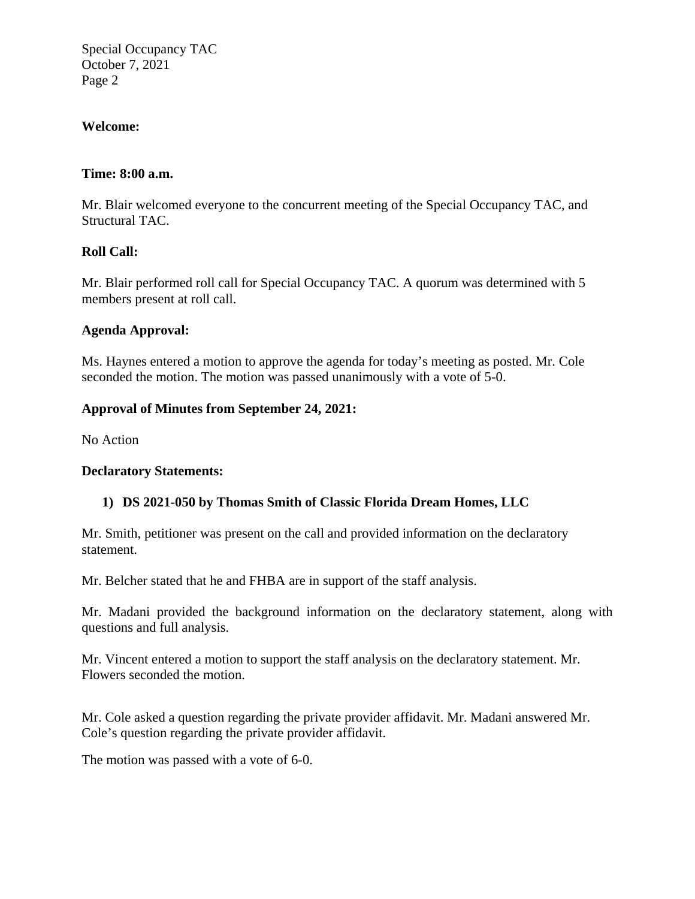**Welcome:**

**Time: 8:00 a.m.**

Mr. Blair welcomed everyone to the concurrent meeting of the Special Occupancy TAC, and Structural TAC.

**Roll Call:**

Mr. Blair performed roll call for Special Occupancy TAC. A quorum was determined with 5 members present at roll call.

**Agenda Approval:**

Ms. Haynes entered a motion to approve the agenda for today's meeting as posted. Mr. Cole seconded the motion. The motion was passed unanimously with a vote of 5-0.

**Approval of Minutes from September 24, 2021:**

No Action

**Declaratory Statements:**

1) **DS 2021-050 by Thomas Smith of Classic Florida Dream Homes, LLC**

Mr. Smith, petitioner was present on the call and provided information on the declaratory statement.

Mr. Belcher stated that he and FHBA are in support of the staff analysis.

Mr. Madani provided the background information on the declaratory statement, along with questions and full analysis.

Mr. Vincent entered a motion to support the staff analysis on the declaratory statement. Mr. Flowers seconded the motion.

Mr. Cole asked a question regarding the private provider affidavit. Mr. Madani answered Mr. Cole's question regarding the private provider affidavit.

The motion was passed with a vote of 6-0.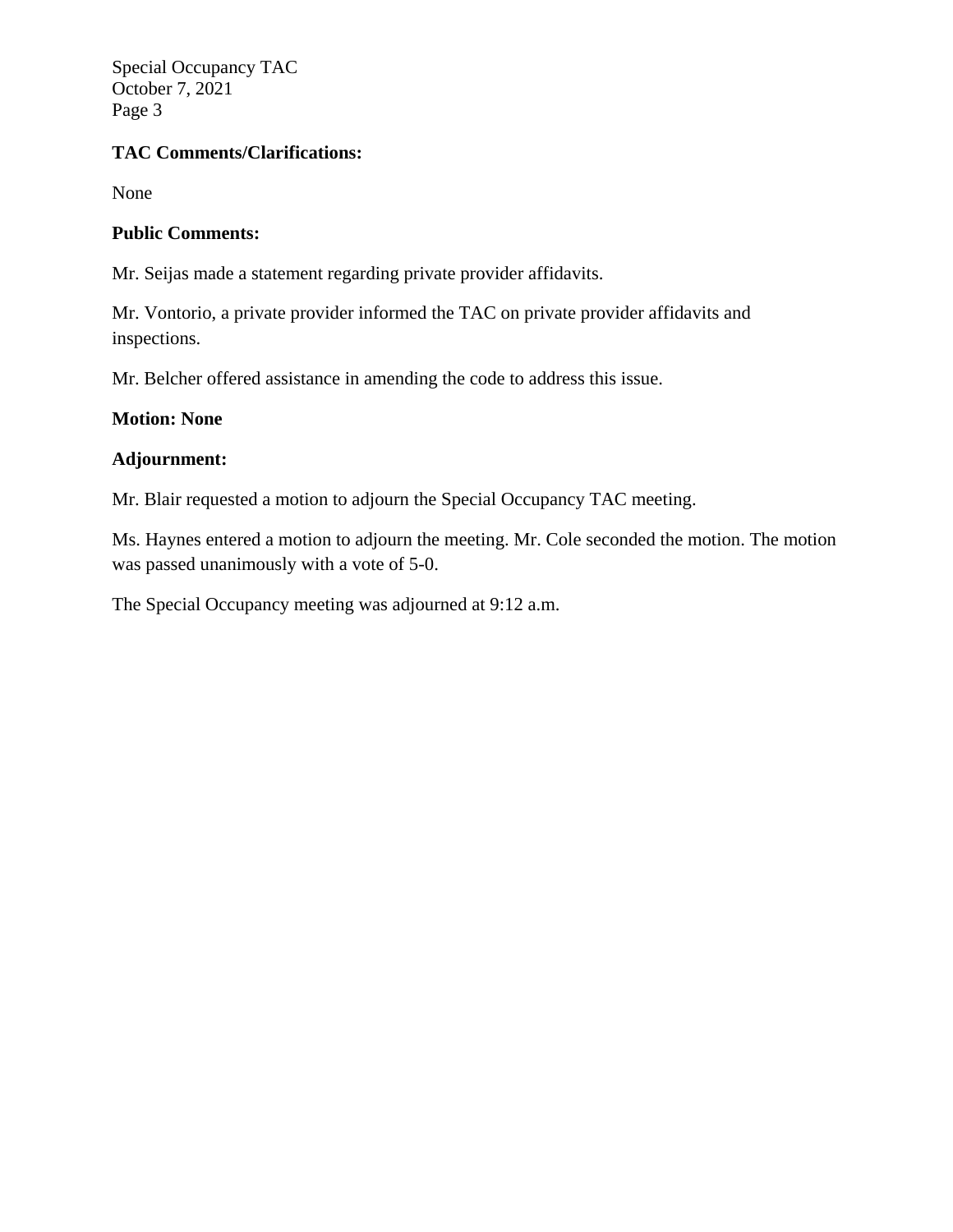**TAC Comments/Clarifications:**

None

**Public Comments:**

Mr. Seijas made a statement regarding private provider affidavits.

Mr. Vontorio, a private provider informed the TAC on private provider affidavits and inspections.

Mr. Belcher offered assistance in amending the code to address this issue.

**Motion: None**

**Adjournment:**

Mr. Blair requested a motion to adjourn the Special Occupancy TAC meeting.

Ms. Haynes entered a motion to adjourn the meeting. Mr. Cole seconded the motion. The motion was passed unanimously with a vote of 5-0.

The Special Occupancy meeting was adjourned at 9:12 a.m.